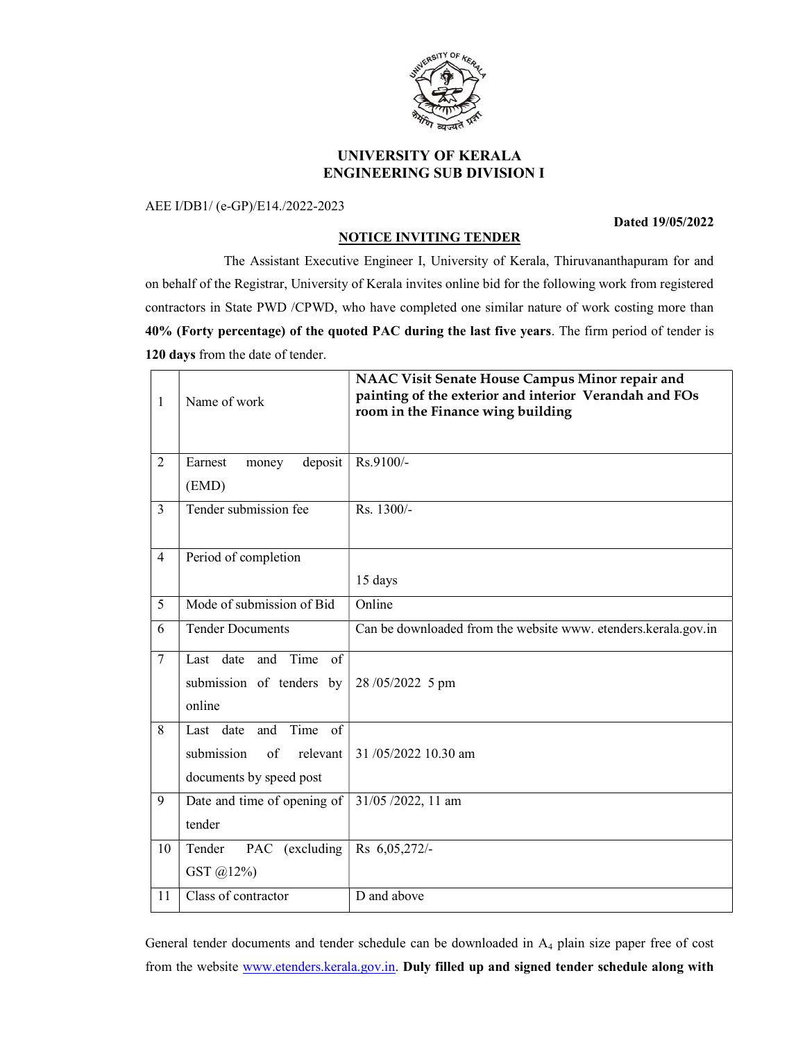# UNIVERSITY OF KERALA
## ENGINEERING SUB DIVISION I

AEE I/DB1/ (e-GP)/E14./2022-2023

**Dated 19/05/2022**

**NOTICE INVITING TENDER**

The Assistant Executive Engineer I, University of Kerala, Thiruvananthapuram for and on behalf of the Registrar, University of Kerala invites online bid for the following work from registered contractors in State PWD /CPWD, who have completed one similar nature of work costing more than **40% (Forty percentage) of the quoted PAC during the last five years**. The firm period of tender is **120 days** from the date of tender.

| | | |
|---|---|---|
| 1 | Name of work | **NAAC Visit Senate House Campus Minor repair and painting of the exterior and interior Verandah and FOs room in the Finance wing building** |
| 2 | Earnest money deposit (EMD) | Rs.9100/- |
| 3 | Tender submission fee | Rs. 1300/- |
| 4 | Period of completion | 15 days |
| 5 | Mode of submission of Bid | Online |
| 6 | Tender Documents | Can be downloaded from the website www. etenders.kerala.gov.in |
| 7 | Last date and Time of submission of tenders by online | 28 /05/2022 5 pm |
| 8 | Last date and Time of submission of relevant documents by speed post | 31 /05/2022 10.30 am |
| 9 | Date and time of opening of tender | 31/05 /2022, 11 am |
| 10 | Tender PAC (excluding GST @12%) | Rs 6,05,272/- |
| 11 | Class of contractor | D and above |

General tender documents and tender schedule can be downloaded in $A_4$ plain size paper free of cost from the website www.etenders.kerala.gov.in. **Duly filled up and signed tender schedule along with**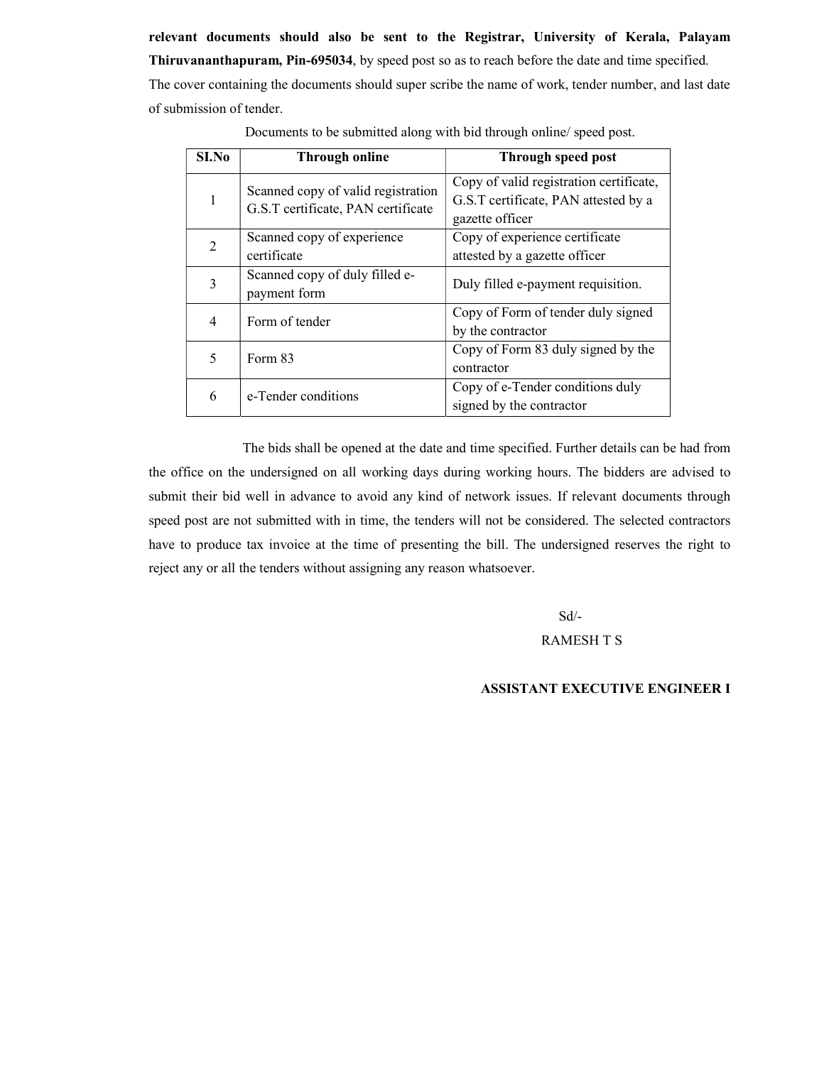**relevant documents should also be sent to the Registrar, University of Kerala, Palayam Thiruvananthapuram, Pin-695034**, by speed post so as to reach before the date and time specified. The cover containing the documents should super scribe the name of work, tender number, and last date of submission of tender.

Documents to be submitted along with bid through online/ speed post.

| SI.No | Through online | Through speed post |
|---|---|---|
| 1 | Scanned copy of valid registration G.S.T certificate, PAN certificate | Copy of valid registration certificate, G.S.T certificate, PAN attested by a gazette officer |
| 2 | Scanned copy of experience certificate | Copy of experience certificate attested by a gazette officer |
| 3 | Scanned copy of duly filled e-payment form | Duly filled e-payment requisition. |
| 4 | Form of tender | Copy of Form of tender duly signed by the contractor |
| 5 | Form 83 | Copy of Form 83 duly signed by the contractor |
| 6 | e-Tender conditions | Copy of e-Tender conditions duly signed by the contractor |

The bids shall be opened at the date and time specified. Further details can be had from the office on the undersigned on all working days during working hours. The bidders are advised to submit their bid well in advance to avoid any kind of network issues. If relevant documents through speed post are not submitted with in time, the tenders will not be considered. The selected contractors have to produce tax invoice at the time of presenting the bill. The undersigned reserves the right to reject any or all the tenders without assigning any reason whatsoever.

Sd/-

RAMESH T S

**ASSISTANT EXECUTIVE ENGINEER I**